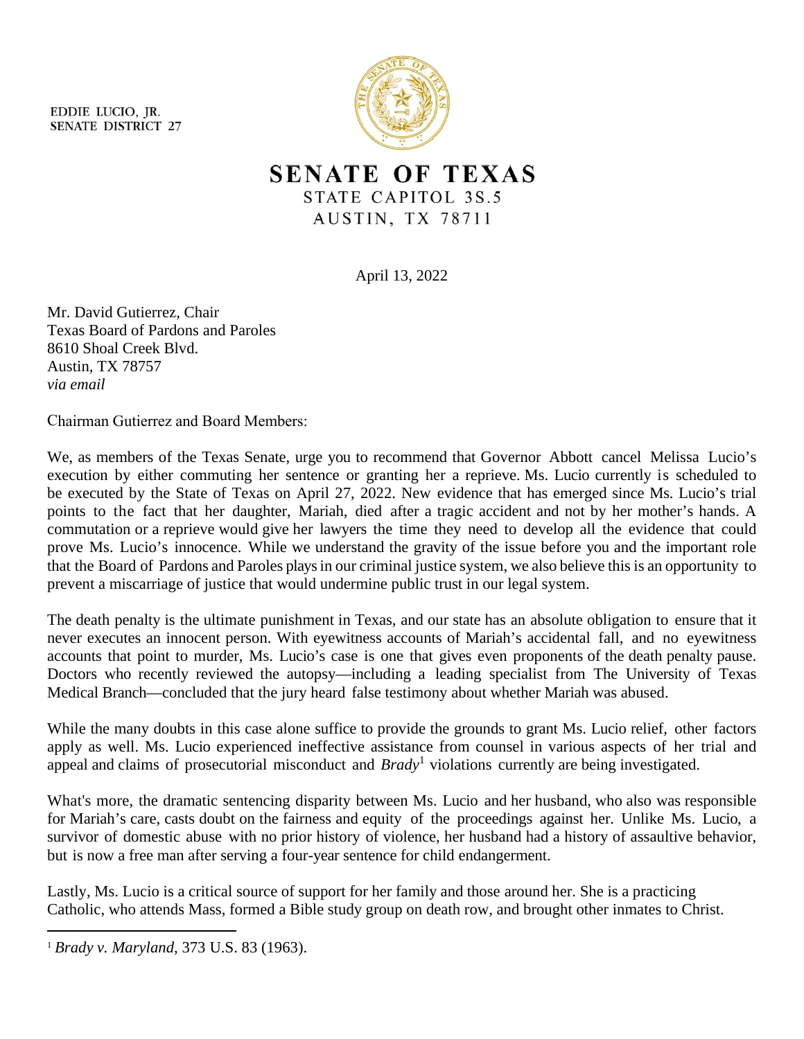EDDIE LUCIO, JR.
SENATE DISTRICT 27

# SENATE OF TEXAS

STATE CAPITOL 3S.5
AUSTIN, TX 78711

April 13, 2022

Mr. David Gutierrez, Chair
Texas Board of Pardons and Paroles
8610 Shoal Creek Blvd.
Austin, TX 78757
*via email*

Chairman Gutierrez and Board Members:

We, as members of the Texas Senate, urge you to recommend that Governor Abbott cancel Melissa Lucio's execution by either commuting her sentence or granting her a reprieve. Ms. Lucio currently is scheduled to be executed by the State of Texas on April 27, 2022. New evidence that has emerged since Ms. Lucio's trial points to the fact that her daughter, Mariah, died after a tragic accident and not by her mother's hands. A commutation or a reprieve would give her lawyers the time they need to develop all the evidence that could prove Ms. Lucio's innocence. While we understand the gravity of the issue before you and the important role that the Board of Pardons and Paroles plays in our criminal justice system, we also believe this is an opportunity to prevent a miscarriage of justice that would undermine public trust in our legal system.

The death penalty is the ultimate punishment in Texas, and our state has an absolute obligation to ensure that it never executes an innocent person. With eyewitness accounts of Mariah's accidental fall, and no eyewitness accounts that point to murder, Ms. Lucio's case is one that gives even proponents of the death penalty pause. Doctors who recently reviewed the autopsy—including a leading specialist from The University of Texas Medical Branch—concluded that the jury heard false testimony about whether Mariah was abused.

While the many doubts in this case alone suffice to provide the grounds to grant Ms. Lucio relief, other factors apply as well. Ms. Lucio experienced ineffective assistance from counsel in various aspects of her trial and appeal and claims of prosecutorial misconduct and *Brady*[1] violations currently are being investigated.

What's more, the dramatic sentencing disparity between Ms. Lucio and her husband, who also was responsible for Mariah's care, casts doubt on the fairness and equity of the proceedings against her. Unlike Ms. Lucio, a survivor of domestic abuse with no prior history of violence, her husband had a history of assaultive behavior, but is now a free man after serving a four-year sentence for child endangerment.

Lastly, Ms. Lucio is a critical source of support for her family and those around her. She is a practicing Catholic, who attends Mass, formed a Bible study group on death row, and brought other inmates to Christ.

[1] *Brady v. Maryland*, 373 U.S. 83 (1963).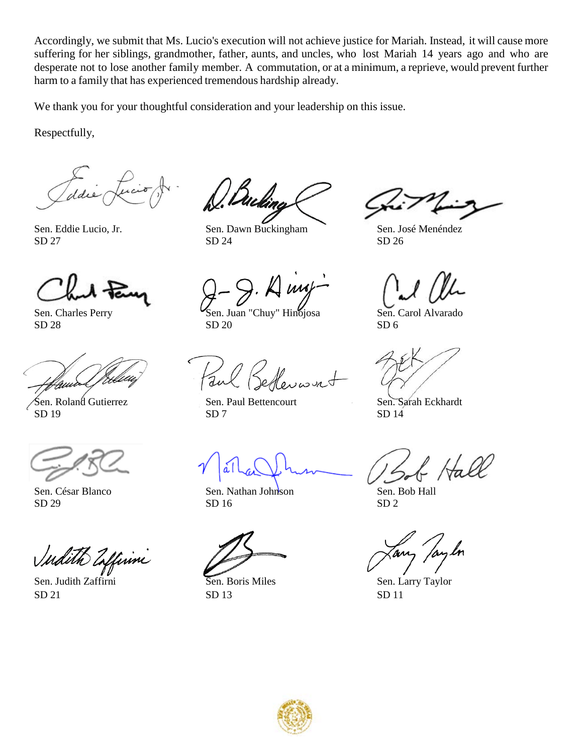Accordingly, we submit that Ms. Lucio's execution will not achieve justice for Mariah. Instead, it will cause more suffering for her siblings, grandmother, father, aunts, and uncles, who lost Mariah 14 years ago and who are desperate not to lose another family member. A commutation, or at a minimum, a reprieve, would prevent further harm to a family that has experienced tremendous hardship already.

We thank you for your thoughtful consideration and your leadership on this issue.

Respectfully,

Sen. Eddie Lucio, Jr.
SD 27

Sen. Dawn Buckingham
SD 24

Sen. José Menéndez
SD 26

Sen. Charles Perry
SD 28

Sen. Juan "Chuy" Hinojosa
SD 20

Sen. Carol Alvarado
SD 6

Sen. Roland Gutierrez
SD 19

Sen. Paul Bettencourt
SD 7

Sen. Sarah Eckhardt
SD 14

Sen. César Blanco
SD 29

Sen. Nathan Johnson
SD 16

Sen. Bob Hall
SD 2

Sen. Judith Zaffirni
SD 21

Sen. Boris Miles
SD 13

Sen. Larry Taylor
SD 11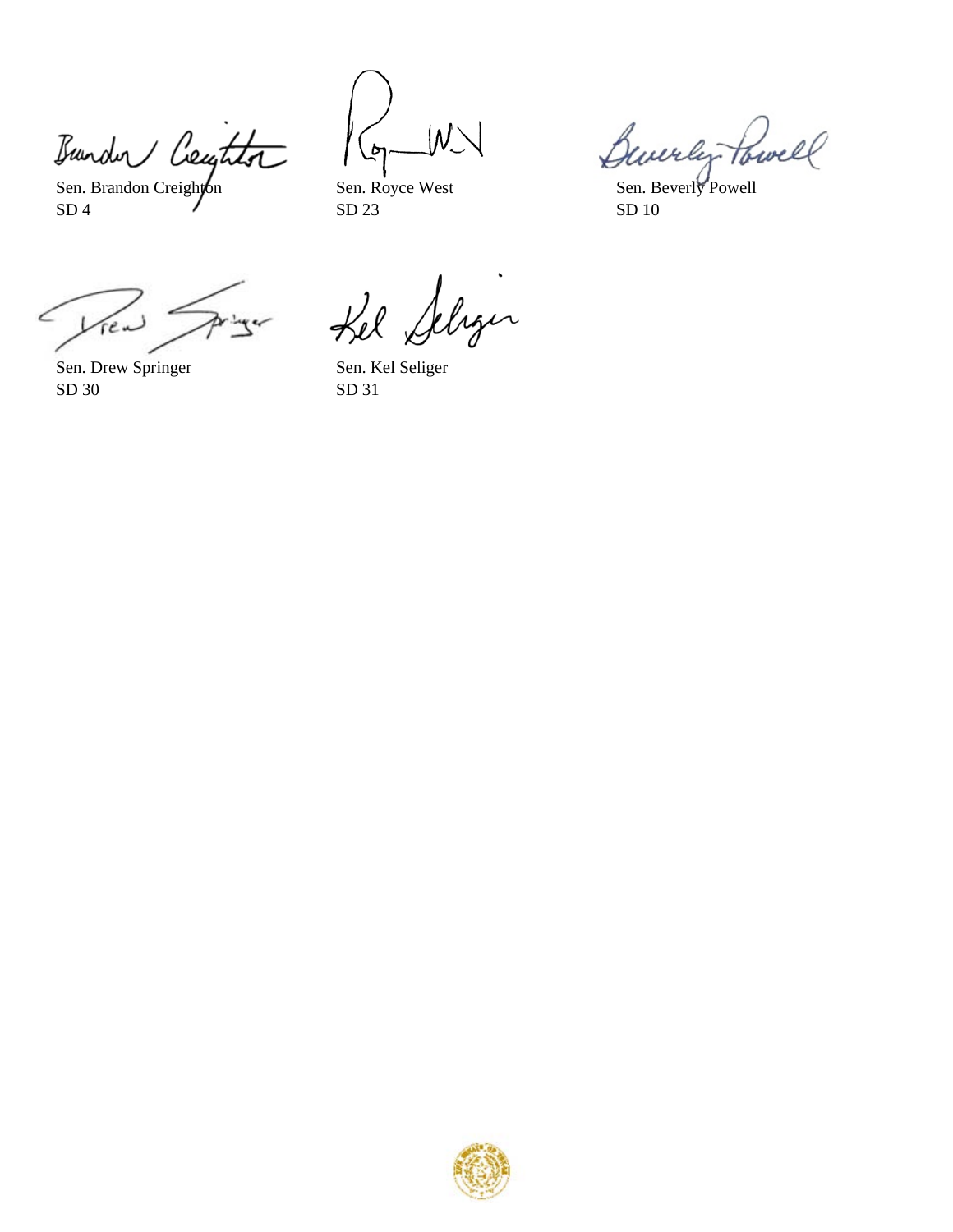Sen. Brandon Creighton
SD 4

Sen. Royce West
SD 23

Sen. Beverly Powell
SD 10

Sen. Drew Springer
SD 30

Sen. Kel Seliger
SD 31